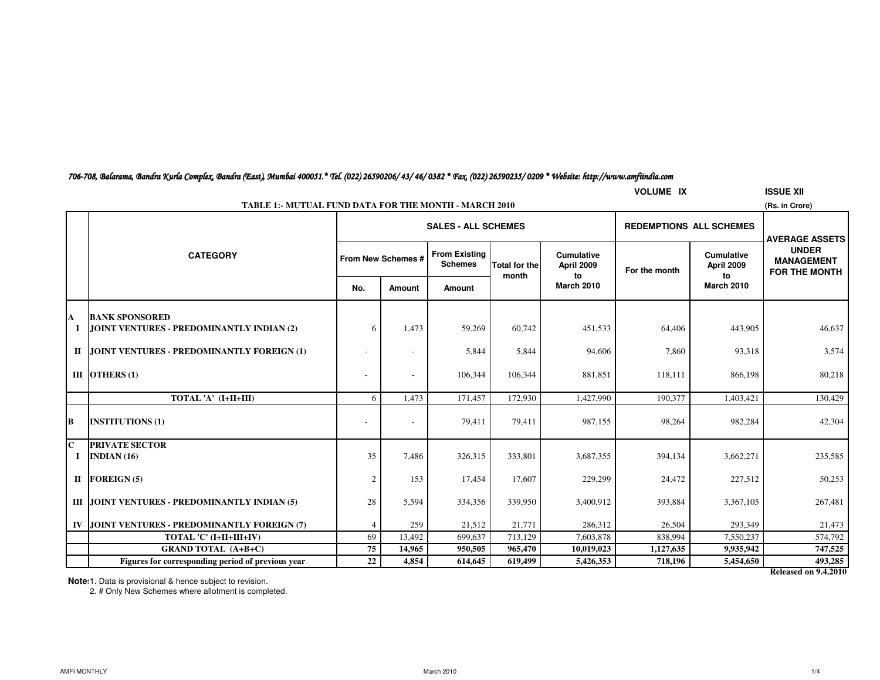*706-708, Balarama, Bandra Kurla Complex, Bandra (East), Mumbai 400051.* Tel. (022) 26590206/ 43/ 46/ 0382 * Fax. (022) 26590235/ 0209 * Website: http://www.amfiindia.com*

**VOLUME IX** **ISSUE XII**

**TABLE 1:- MUTUAL FUND DATA FOR THE MONTH - MARCH 2010**

**(Rs. in Crore)**

| | CATEGORY | SALES - ALL SCHEMES | | | | | REDEMPTIONS ALL SCHEMES | | AVERAGE ASSETS UNDER MANAGEMENT FOR THE MONTH |
|---|---|---|---|---|---|---|---|---|---|
| | | From New Schemes # | | From Existing Schemes | Total for the month | Cumulative April 2009 to March 2010 | For the month | Cumulative April 2009 to March 2010 | |
| | | No. | Amount | Amount | | | | | |
| **A** | **BANK SPONSORED** | | | | | | | | |
| **I** | **JOINT VENTURES - PREDOMINANTLY INDIAN (2)** | 6 | 1,473 | 59,269 | 60,742 | 451,533 | 64,406 | 443,905 | 46,637 |
| **II** | **JOINT VENTURES - PREDOMINANTLY FOREIGN (1)** | - | - | 5,844 | 5,844 | 94,606 | 7,860 | 93,318 | 3,574 |
| **III** | **OTHERS (1)** | - | - | 106,344 | 106,344 | 881,851 | 118,111 | 866,198 | 80,218 |
| | **TOTAL 'A' (I+II+III)** | 6 | 1,473 | 171,457 | 172,930 | 1,427,990 | 190,377 | 1,403,421 | 130,429 |
| **B** | **INSTITUTIONS (1)** | - | - | 79,411 | 79,411 | 987,155 | 98,264 | 982,284 | 42,304 |
| **C** | **PRIVATE SECTOR** | | | | | | | | |
| **I** | **INDIAN (16)** | 35 | 7,486 | 326,315 | 333,801 | 3,687,355 | 394,134 | 3,662,271 | 235,585 |
| **II** | **FOREIGN (5)** | 2 | 153 | 17,454 | 17,607 | 229,299 | 24,472 | 227,512 | 50,253 |
| **III** | **JOINT VENTURES - PREDOMINANTLY INDIAN (5)** | 28 | 5,594 | 334,356 | 339,950 | 3,400,912 | 393,884 | 3,367,105 | 267,481 |
| **IV** | **JOINT VENTURES - PREDOMINANTLY FOREIGN (7)** | 4 | 259 | 21,512 | 21,771 | 286,312 | 26,504 | 293,349 | 21,473 |
| | **TOTAL 'C' (I+II+III+IV)** | 69 | 13,492 | 699,637 | 713,129 | 7,603,878 | 838,994 | 7,550,237 | 574,792 |
| | **GRAND TOTAL (A+B+C)** | **75** | **14,965** | **950,505** | **965,470** | **10,019,023** | **1,127,635** | **9,935,942** | **747,525** |
| | **Figures for corresponding period of previous year** | **22** | **4,854** | **614,645** | **619,499** | **5,426,353** | **718,196** | **5,454,650** | **493,285** |

**Released on 9.4.2010**

**Note:** 1. Data is provisional & hence subject to revision.
2. # Only New Schemes where allotment is completed.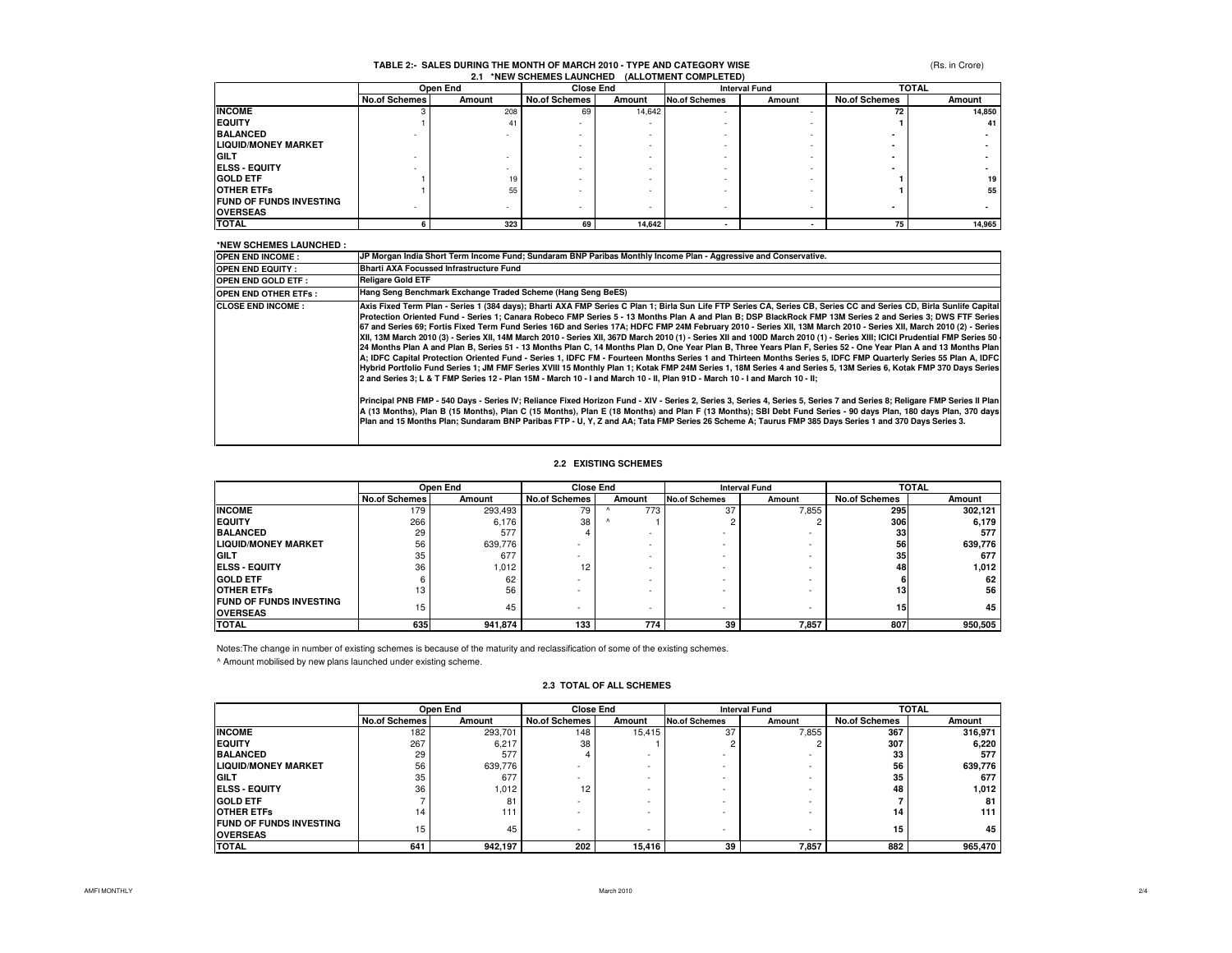# TABLE 2:- SALES DURING THE MONTH OF MARCH 2010 - TYPE AND CATEGORY WISE

(Rs. in Crore)

## 2.1 *NEW SCHEMES LAUNCHED (ALLOTMENT COMPLETED)

| | Open End | | Close End | | Interval Fund | | TOTAL | |
|---|---|---|---|---|---|---|---|---|
| | No.of Schemes | Amount | No.of Schemes | Amount | No.of Schemes | Amount | No.of Schemes | Amount |
| **INCOME** | 3 | 208 | 69 | 14,642 | - | - | 72 | 14,850 |
| **EQUITY** | 1 | 41 | - | - | - | - | 1 | 41 |
| **BALANCED** | - | - | - | - | - | - | - | - |
| **LIQUID/MONEY MARKET** | | | - | - | - | - | - | - |
| **GILT** | - | - | - | - | - | - | - | - |
| **ELSS - EQUITY** | - | - | - | - | - | - | - | - |
| **GOLD ETF** | 1 | 19 | - | - | - | - | 1 | 19 |
| **OTHER ETFs** | 1 | 55 | - | - | - | - | 1 | 55 |
| **FUND OF FUNDS INVESTING OVERSEAS** | - | - | - | - | - | - | - | - |
| **TOTAL** | 6 | 323 | 69 | 14,642 | - | - | 75 | 14,965 |

**\*NEW SCHEMES LAUNCHED :**

| | |
|---|---|
| **OPEN END INCOME :** | JP Morgan India Short Term Income Fund; Sundaram BNP Paribas Monthly Income Plan - Aggressive and Conservative. |
| **OPEN END EQUITY :** | Bharti AXA Focussed Infrastructure Fund |
| **OPEN END GOLD ETF :** | Religare Gold ETF |
| **OPEN END OTHER ETFs :** | Hang Seng Benchmark Exchange Traded Scheme (Hang Seng BeES) |
| **CLOSE END INCOME :** | Axis Fixed Term Plan - Series 1 (384 days); Bharti AXA FMP Series C Plan 1; Birla Sun Life FTP Series CA, Series CB, Series CC and Series CD, Birla Sunlife Capital Protection Oriented Fund - Series 1; Canara Robeco FMP Series 5 - 13 Months Plan A and Plan B; DSP BlackRock FMP 13M Series 2 and Series 3; DWS FTF Series 67 and Series 69; Fortis Fixed Term Fund Series 16D and Series 17A; HDFC FMP 24M February 2010 - Series XII, 13M March 2010 - Series XII, March 2010 (2) - Series XII, 13M March 2010 (3) - Series XII, 14M March 2010 - Series XII, 367D March 2010 (1) - Series XII and 100D March 2010 (1) - Series XIII; ICICI Prudential FMP Series 50 - 24 Months Plan A and Plan B, Series 51 - 13 Months Plan C, 14 Months Plan D, One Year Plan B, Three Years Plan F, Series 52 - One Year Plan A and 13 Months Plan A; IDFC Capital Protection Oriented Fund - Series 1, IDFC FM - Fourteen Months Series 1 and Thirteen Months Series 5, IDFC FMP Quarterly Series 55 Plan A, IDFC Hybrid Portfolio Fund Series 1; JM FMF Series XVIII 15 Monthly Plan 1; Kotak FMP 24M Series 1, 18M Series 4 and Series 5, 13M Series 6, Kotak FMP 370 Days Series 2 and Series 3; L & T FMP Series 12 - Plan 15M - March 10 - I and March 10 - II, Plan 91D - March 10 - I and March 10 - II;<br><br>Principal PNB FMP - 540 Days - Series IV; Reliance Fixed Horizon Fund - XIV - Series 2, Series 3, Series 4, Series 5, Series 7 and Series 8; Religare FMP Series II Plan A (13 Months), Plan B (15 Months), Plan C (15 Months), Plan E (18 Months) and Plan F (13 Months); SBI Debt Fund Series - 90 days Plan, 180 days Plan, 370 days Plan and 15 Months Plan; Sundaram BNP Paribas FTP - U, Y, Z and AA; Tata FMP Series 26 Scheme A; Taurus FMP 385 Days Series 1 and 370 Days Series 3. |

## 2.2 EXISTING SCHEMES

| | Open End | | Close End | | Interval Fund | | TOTAL | |
|---|---|---|---|---|---|---|---|---|
| | No.of Schemes | Amount | No.of Schemes | Amount | No.of Schemes | Amount | No.of Schemes | Amount |
| **INCOME** | 179 | 293,493 | 79 | ^ 773 | 37 | 7,855 | 295 | 302,121 |
| **EQUITY** | 266 | 6,176 | 38 | ^ 1 | 2 | 2 | 306 | 6,179 |
| **BALANCED** | 29 | 577 | 4 | - | - | - | 33 | 577 |
| **LIQUID/MONEY MARKET** | 56 | 639,776 | - | - | - | - | 56 | 639,776 |
| **GILT** | 35 | 677 | - | - | - | - | 35 | 677 |
| **ELSS - EQUITY** | 36 | 1,012 | 12 | - | - | - | 48 | 1,012 |
| **GOLD ETF** | 6 | 62 | - | - | - | - | 6 | 62 |
| **OTHER ETFs** | 13 | 56 | - | - | - | - | 13 | 56 |
| **FUND OF FUNDS INVESTING OVERSEAS** | 15 | 45 | - | - | - | - | 15 | 45 |
| **TOTAL** | 635 | 941,874 | 133 | 774 | 39 | 7,857 | 807 | 950,505 |

Notes:The change in number of existing schemes is because of the maturity and reclassification of some of the existing schemes.

^ Amount mobilised by new plans launched under existing scheme.

## 2.3 TOTAL OF ALL SCHEMES

| | Open End | | Close End | | Interval Fund | | TOTAL | |
|---|---|---|---|---|---|---|---|---|
| | No.of Schemes | Amount | No.of Schemes | Amount | No.of Schemes | Amount | No.of Schemes | Amount |
| **INCOME** | 182 | 293,701 | 148 | 15,415 | 37 | 7,855 | 367 | 316,971 |
| **EQUITY** | 267 | 6,217 | 38 | 1 | 2 | 2 | 307 | 6,220 |
| **BALANCED** | 29 | 577 | 4 | - | - | - | 33 | 577 |
| **LIQUID/MONEY MARKET** | 56 | 639,776 | - | - | - | - | 56 | 639,776 |
| **GILT** | 35 | 677 | - | - | - | - | 35 | 677 |
| **ELSS - EQUITY** | 36 | 1,012 | 12 | - | - | - | 48 | 1,012 |
| **GOLD ETF** | 7 | 81 | - | - | - | - | 7 | 81 |
| **OTHER ETFs** | 14 | 111 | - | - | - | - | 14 | 111 |
| **FUND OF FUNDS INVESTING OVERSEAS** | 15 | 45 | - | - | - | - | 15 | 45 |
| **TOTAL** | 641 | 942,197 | 202 | 15,416 | 39 | 7,857 | 882 | 965,470 |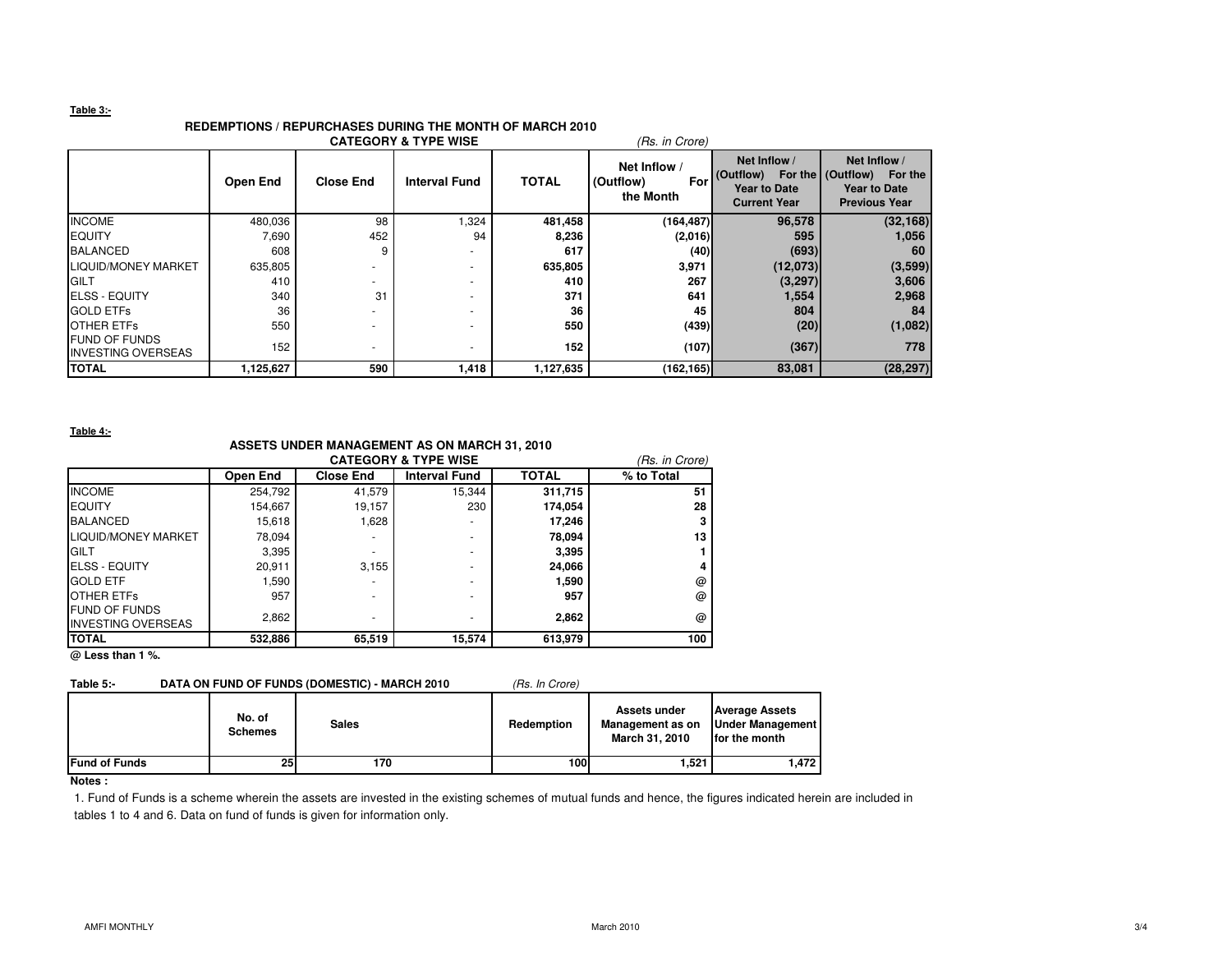**Table 3:-**

## REDEMPTIONS / REPURCHASES DURING THE MONTH OF MARCH 2010

### CATEGORY & TYPE WISE

*(Rs. in Crore)*

| | Open End | Close End | Interval Fund | TOTAL | Net Inflow / (Outflow) For the Month | Net Inflow / (Outflow) For the Year to Date Current Year | Net Inflow / (Outflow) For the Year to Date Previous Year |
|---|---|---|---|---|---|---|---|
| INCOME | 480,036 | 98 | 1,324 | **481,458** | **(164,487)** | **96,578** | **(32,168)** |
| EQUITY | 7,690 | 452 | 94 | **8,236** | **(2,016)** | **595** | **1,056** |
| BALANCED | 608 | 9 | - | **617** | **(40)** | **(693)** | **60** |
| LIQUID/MONEY MARKET | 635,805 | - | - | **635,805** | **3,971** | **(12,073)** | **(3,599)** |
| GILT | 410 | - | - | **410** | **267** | **(3,297)** | **3,606** |
| ELSS - EQUITY | 340 | 31 | - | **371** | **641** | **1,554** | **2,968** |
| GOLD ETFs | 36 | - | - | **36** | **45** | **804** | **84** |
| OTHER ETFs | 550 | - | - | **550** | **(439)** | **(20)** | **(1,082)** |
| FUND OF FUNDS INVESTING OVERSEAS | 152 | - | - | **152** | **(107)** | **(367)** | **778** |
| **TOTAL** | **1,125,627** | **590** | **1,418** | **1,127,635** | **(162,165)** | **83,081** | **(28,297)** |

**Table 4:-**

## ASSETS UNDER MANAGEMENT AS ON MARCH 31, 2010

### CATEGORY & TYPE WISE

*(Rs. in Crore)*

| | Open End | Close End | Interval Fund | TOTAL | % to Total |
|---|---|---|---|---|---|
| INCOME | 254,792 | 41,579 | 15,344 | **311,715** | **51** |
| EQUITY | 154,667 | 19,157 | 230 | **174,054** | **28** |
| BALANCED | 15,618 | 1,628 | - | **17,246** | **3** |
| LIQUID/MONEY MARKET | 78,094 | - | - | **78,094** | **13** |
| GILT | 3,395 | - | - | **3,395** | **1** |
| ELSS - EQUITY | 20,911 | 3,155 | - | **24,066** | **4** |
| GOLD ETF | 1,590 | - | - | **1,590** | **@** |
| OTHER ETFs | 957 | - | - | **957** | **@** |
| FUND OF FUNDS INVESTING OVERSEAS | 2,862 | - | - | **2,862** | **@** |
| **TOTAL** | **532,886** | **65,519** | **15,574** | **613,979** | **100** |

**@ Less than 1 %.**

**Table 5:- DATA ON FUND OF FUNDS (DOMESTIC) - MARCH 2010** *(Rs. In Crore)*

| | No. of Schemes | Sales | Redemption | Assets under Management as on March 31, 2010 | Average Assets Under Management for the month |
|---|---|---|---|---|---|
| **Fund of Funds** | **25** | **170** | **100** | **1,521** | **1,472** |

**Notes :**

1. Fund of Funds is a scheme wherein the assets are invested in the existing schemes of mutual funds and hence, the figures indicated herein are included in tables 1 to 4 and 6. Data on fund of funds is given for information only.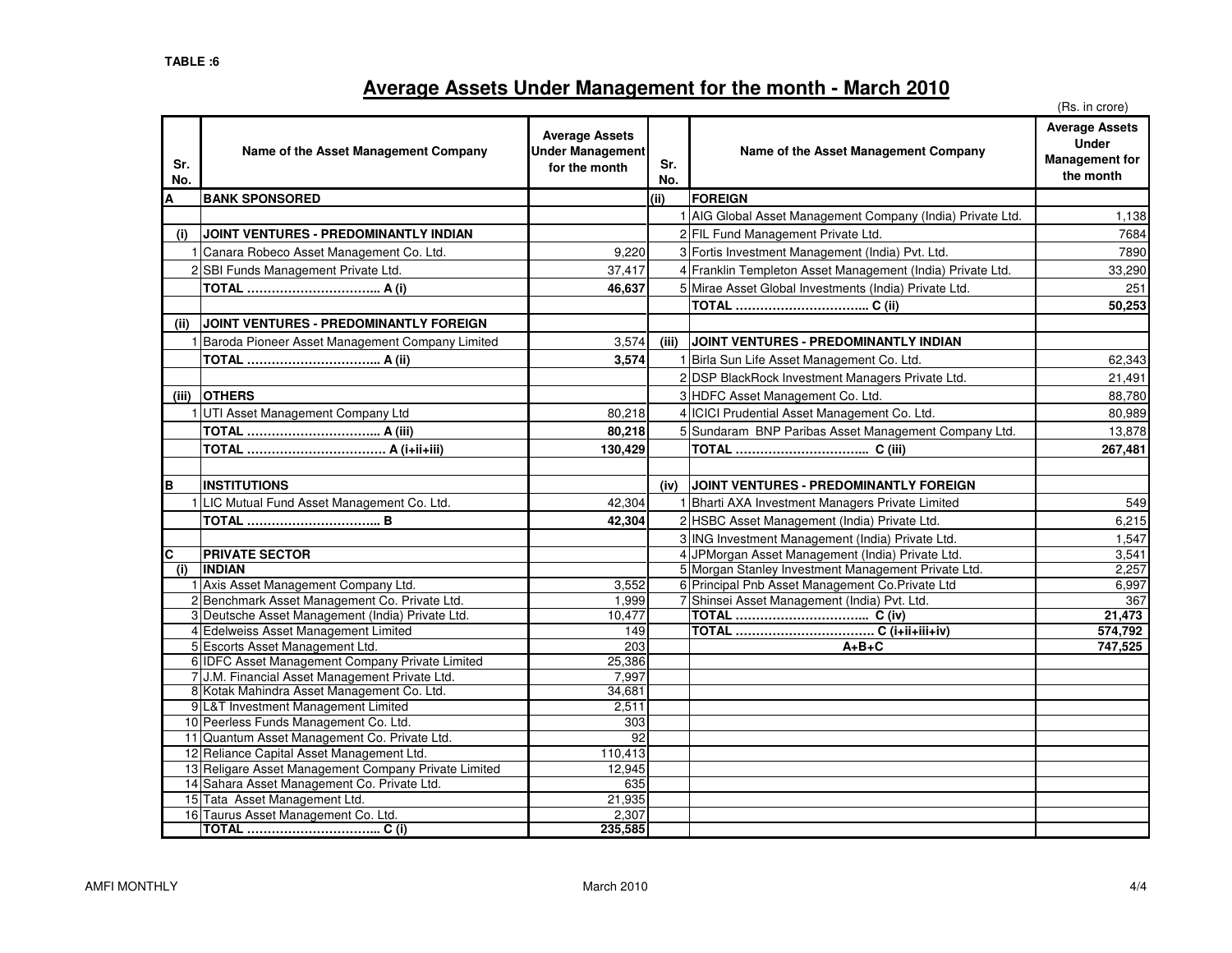TABLE :6

## Average Assets Under Management for the month - March 2010

(Rs. in crore)

| Sr. No. | Name of the Asset Management Company | Average Assets Under Management for the month | Sr. No. | Name of the Asset Management Company | Average Assets Under Management for the month |
|---|---|---|---|---|---|
| A | **BANK SPONSORED** | | (ii) | **FOREIGN** | |
| | | | 1 | AIG Global Asset Management Company (India) Private Ltd. | 1,138 |
| (i) | **JOINT VENTURES - PREDOMINANTLY INDIAN** | | 2 | FIL Fund Management Private Ltd. | 7684 |
| 1 | Canara Robeco Asset Management Co. Ltd. | 9,220 | 3 | Fortis Investment Management (India) Pvt. Ltd. | 7890 |
| 2 | SBI Funds Management Private Ltd. | 37,417 | 4 | Franklin Templeton Asset Management (India) Private Ltd. | 33,290 |
| | **TOTAL ………………………….. A (i)** | **46,637** | 5 | Mirae Asset Global Investments (India) Private Ltd. | 251 |
| | | | | **TOTAL ………………………….. C (ii)** | **50,253** |
| (ii) | **JOINT VENTURES - PREDOMINANTLY FOREIGN** | | | | |
| 1 | Baroda Pioneer Asset Management Company Limited | 3,574 | (iii) | **JOINT VENTURES - PREDOMINANTLY INDIAN** | |
| | **TOTAL ………………………….. A (ii)** | **3,574** | 1 | Birla Sun Life Asset Management Co. Ltd. | 62,343 |
| | | | 2 | DSP BlackRock Investment Managers Private Ltd. | 21,491 |
| (iii) | **OTHERS** | | 3 | HDFC Asset Management Co. Ltd. | 88,780 |
| 1 | UTI Asset Management Company Ltd | 80,218 | 4 | ICICI Prudential Asset Management Co. Ltd. | 80,989 |
| | **TOTAL ………………………….. A (iii)** | **80,218** | 5 | Sundaram BNP Paribas Asset Management Company Ltd. | 13,878 |
| | **TOTAL ……………………………. A (i+ii+iii)** | **130,429** | | **TOTAL ………………………….. C (iii)** | **267,481** |
| | | | | | |
| B | **INSTITUTIONS** | | (iv) | **JOINT VENTURES - PREDOMINANTLY FOREIGN** | |
| 1 | LIC Mutual Fund Asset Management Co. Ltd. | 42,304 | 1 | Bharti AXA Investment Managers Private Limited | 549 |
| | **TOTAL ………………………….. B** | **42,304** | 2 | HSBC Asset Management (India) Private Ltd. | 6,215 |
| | | | 3 | ING Investment Management (India) Private Ltd. | 1,547 |
| C | **PRIVATE SECTOR** | | 4 | JPMorgan Asset Management (India) Private Ltd. | 3,541 |
| (i) | **INDIAN** | | 5 | Morgan Stanley Investment Management Private Ltd. | 2,257 |
| 1 | Axis Asset Management Company Ltd. | 3,552 | 6 | Principal Pnb Asset Management Co.Private Ltd | 6,997 |
| 2 | Benchmark Asset Management Co. Private Ltd. | 1,999 | 7 | Shinsei Asset Management (India) Pvt. Ltd. | 367 |
| 3 | Deutsche Asset Management (India) Private Ltd. | 10,477 | | **TOTAL ………………………….. C (iv)** | **21,473** |
| 4 | Edelweiss Asset Management Limited | 149 | | **TOTAL ……………………………. C (i+ii+iii+iv)** | **574,792** |
| 5 | Escorts Asset Management Ltd. | 203 | | **A+B+C** | **747,525** |
| 6 | IDFC Asset Management Company Private Limited | 25,386 | | | |
| 7 | J.M. Financial Asset Management Private Ltd. | 7,997 | | | |
| 8 | Kotak Mahindra Asset Management Co. Ltd. | 34,681 | | | |
| 9 | L&T Investment Management Limited | 2,511 | | | |
| 10 | Peerless Funds Management Co. Ltd. | 303 | | | |
| 11 | Quantum Asset Management Co. Private Ltd. | 92 | | | |
| 12 | Reliance Capital Asset Management Ltd. | 110,413 | | | |
| 13 | Religare Asset Management Company Private Limited | 12,945 | | | |
| 14 | Sahara Asset Management Co. Private Ltd. | 635 | | | |
| 15 | Tata Asset Management Ltd. | 21,935 | | | |
| 16 | Taurus Asset Management Co. Ltd. | 2,307 | | | |
| | **TOTAL ………………………….. C (i)** | **235,585** | | | |